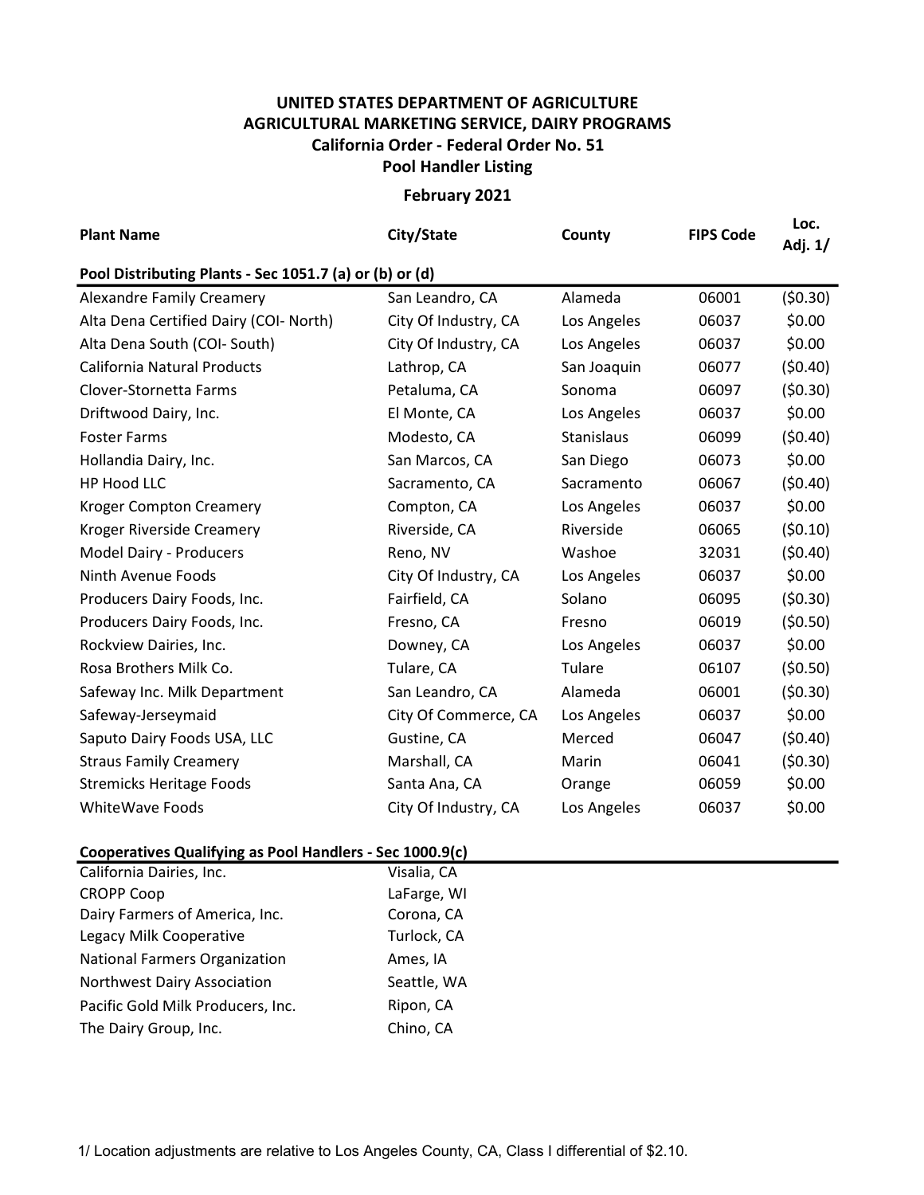# UNITED STATES DEPARTMENT OF AGRICULTURE
## AGRICULTURAL MARKETING SERVICE, DAIRY PROGRAMS
### California Order - Federal Order No. 51
### Pool Handler Listing
### February 2021

| Plant Name | City/State | County | FIPS Code | Loc. Adj. 1/ |
|---|---|---|---|---|
| **Pool Distributing Plants - Sec 1051.7 (a) or (b) or (d)** | | | | |
| Alexandre Family Creamery | San Leandro, CA | Alameda | 06001 | ($0.30) |
| Alta Dena Certified Dairy (COI- North) | City Of Industry, CA | Los Angeles | 06037 | $0.00 |
| Alta Dena South (COI- South) | City Of Industry, CA | Los Angeles | 06037 | $0.00 |
| California Natural Products | Lathrop, CA | San Joaquin | 06077 | ($0.40) |
| Clover-Stornetta Farms | Petaluma, CA | Sonoma | 06097 | ($0.30) |
| Driftwood Dairy, Inc. | El Monte, CA | Los Angeles | 06037 | $0.00 |
| Foster Farms | Modesto, CA | Stanislaus | 06099 | ($0.40) |
| Hollandia Dairy, Inc. | San Marcos, CA | San Diego | 06073 | $0.00 |
| HP Hood LLC | Sacramento, CA | Sacramento | 06067 | ($0.40) |
| Kroger Compton Creamery | Compton, CA | Los Angeles | 06037 | $0.00 |
| Kroger Riverside Creamery | Riverside, CA | Riverside | 06065 | ($0.10) |
| Model Dairy - Producers | Reno, NV | Washoe | 32031 | ($0.40) |
| Ninth Avenue Foods | City Of Industry, CA | Los Angeles | 06037 | $0.00 |
| Producers Dairy Foods, Inc. | Fairfield, CA | Solano | 06095 | ($0.30) |
| Producers Dairy Foods, Inc. | Fresno, CA | Fresno | 06019 | ($0.50) |
| Rockview Dairies, Inc. | Downey, CA | Los Angeles | 06037 | $0.00 |
| Rosa Brothers Milk Co. | Tulare, CA | Tulare | 06107 | ($0.50) |
| Safeway Inc. Milk Department | San Leandro, CA | Alameda | 06001 | ($0.30) |
| Safeway-Jerseymaid | City Of Commerce, CA | Los Angeles | 06037 | $0.00 |
| Saputo Dairy Foods USA, LLC | Gustine, CA | Merced | 06047 | ($0.40) |
| Straus Family Creamery | Marshall, CA | Marin | 06041 | ($0.30) |
| Stremicks Heritage Foods | Santa Ana, CA | Orange | 06059 | $0.00 |
| WhiteWave Foods | City Of Industry, CA | Los Angeles | 06037 | $0.00 |

| Cooperatives Qualifying as Pool Handlers - Sec 1000.9(c) | |
|---|---|
| California Dairies, Inc. | Visalia, CA |
| CROPP Coop | LaFarge, WI |
| Dairy Farmers of America, Inc. | Corona, CA |
| Legacy Milk Cooperative | Turlock, CA |
| National Farmers Organization | Ames, IA |
| Northwest Dairy Association | Seattle, WA |
| Pacific Gold Milk Producers, Inc. | Ripon, CA |
| The Dairy Group, Inc. | Chino, CA |

1/ Location adjustments are relative to Los Angeles County, CA, Class I differential of $2.10.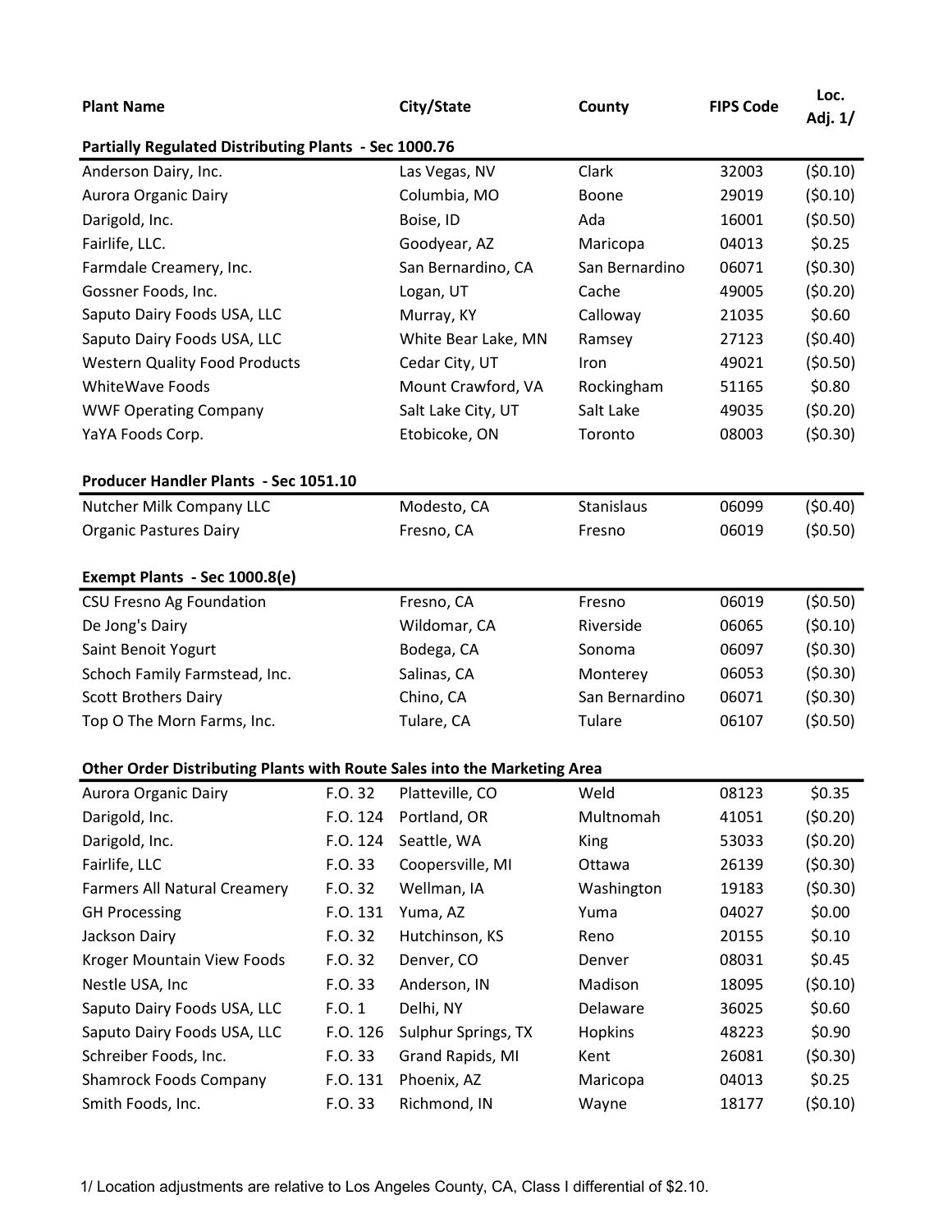| Plant Name | | City/State | County | FIPS Code | Loc. Adj. 1/ |
|---|---|---|---|---|---|
| **Partially Regulated Distributing Plants - Sec 1000.76** | | | | | |
| Anderson Dairy, Inc. | | Las Vegas, NV | Clark | 32003 | ($0.10) |
| Aurora Organic Dairy | | Columbia, MO | Boone | 29019 | ($0.10) |
| Darigold, Inc. | | Boise, ID | Ada | 16001 | ($0.50) |
| Fairlife, LLC. | | Goodyear, AZ | Maricopa | 04013 | $0.25 |
| Farmdale Creamery, Inc. | | San Bernardino, CA | San Bernardino | 06071 | ($0.30) |
| Gossner Foods, Inc. | | Logan, UT | Cache | 49005 | ($0.20) |
| Saputo Dairy Foods USA, LLC | | Murray, KY | Calloway | 21035 | $0.60 |
| Saputo Dairy Foods USA, LLC | | White Bear Lake, MN | Ramsey | 27123 | ($0.40) |
| Western Quality Food Products | | Cedar City, UT | Iron | 49021 | ($0.50) |
| WhiteWave Foods | | Mount Crawford, VA | Rockingham | 51165 | $0.80 |
| WWF Operating Company | | Salt Lake City, UT | Salt Lake | 49035 | ($0.20) |
| YaYA Foods Corp. | | Etobicoke, ON | Toronto | 08003 | ($0.30) |
| **Producer Handler Plants - Sec 1051.10** | | | | | |
| Nutcher Milk Company LLC | | Modesto, CA | Stanislaus | 06099 | ($0.40) |
| Organic Pastures Dairy | | Fresno, CA | Fresno | 06019 | ($0.50) |
| **Exempt Plants - Sec 1000.8(e)** | | | | | |
| CSU Fresno Ag Foundation | | Fresno, CA | Fresno | 06019 | ($0.50) |
| De Jong's Dairy | | Wildomar, CA | Riverside | 06065 | ($0.10) |
| Saint Benoit Yogurt | | Bodega, CA | Sonoma | 06097 | ($0.30) |
| Schoch Family Farmstead, Inc. | | Salinas, CA | Monterey | 06053 | ($0.30) |
| Scott Brothers Dairy | | Chino, CA | San Bernardino | 06071 | ($0.30) |
| Top O The Morn Farms, Inc. | | Tulare, CA | Tulare | 06107 | ($0.50) |
| **Other Order Distributing Plants with Route Sales into the Marketing Area** | | | | | |
| Aurora Organic Dairy | F.O. 32 | Platteville, CO | Weld | 08123 | $0.35 |
| Darigold, Inc. | F.O. 124 | Portland, OR | Multnomah | 41051 | ($0.20) |
| Darigold, Inc. | F.O. 124 | Seattle, WA | King | 53033 | ($0.20) |
| Fairlife, LLC | F.O. 33 | Coopersville, MI | Ottawa | 26139 | ($0.30) |
| Farmers All Natural Creamery | F.O. 32 | Wellman, IA | Washington | 19183 | ($0.30) |
| GH Processing | F.O. 131 | Yuma, AZ | Yuma | 04027 | $0.00 |
| Jackson Dairy | F.O. 32 | Hutchinson, KS | Reno | 20155 | $0.10 |
| Kroger Mountain View Foods | F.O. 32 | Denver, CO | Denver | 08031 | $0.45 |
| Nestle USA, Inc | F.O. 33 | Anderson, IN | Madison | 18095 | ($0.10) |
| Saputo Dairy Foods USA, LLC | F.O. 1 | Delhi, NY | Delaware | 36025 | $0.60 |
| Saputo Dairy Foods USA, LLC | F.O. 126 | Sulphur Springs, TX | Hopkins | 48223 | $0.90 |
| Schreiber Foods, Inc. | F.O. 33 | Grand Rapids, MI | Kent | 26081 | ($0.30) |
| Shamrock Foods Company | F.O. 131 | Phoenix, AZ | Maricopa | 04013 | $0.25 |
| Smith Foods, Inc. | F.O. 33 | Richmond, IN | Wayne | 18177 | ($0.10) |

1/ Location adjustments are relative to Los Angeles County, CA, Class I differential of $2.10.